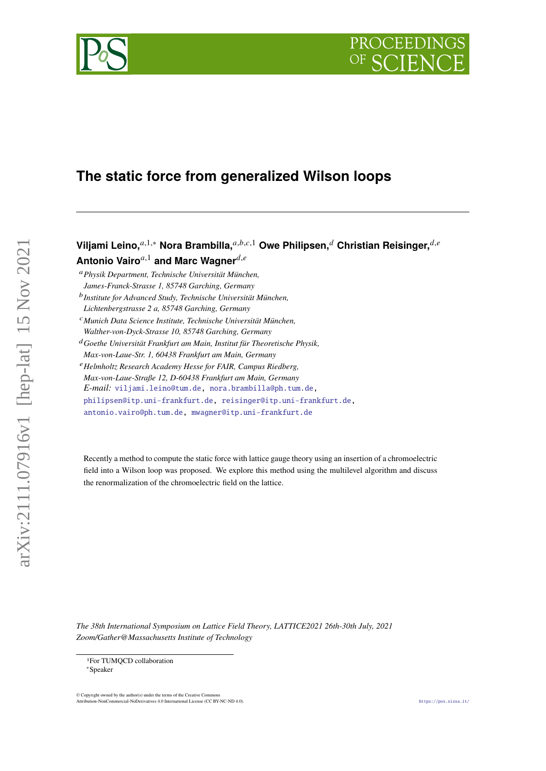# The static force from generalized Wilson loops

**Viljami Leino,**[a,1,*] **Nora Brambilla,**[a,b,c,1] **Owe Philipsen,**[d] **Christian Reisinger,**[d,e] **Antonio Vairo**[a,1] **and Marc Wagner**[d,e]

[a] *Physik Department, Technische Universität München, James-Franck-Strasse 1, 85748 Garching, Germany*

[b] *Institute for Advanced Study, Technische Universität München, Lichtenbergstrasse 2 a, 85748 Garching, Germany*

[c] *Munich Data Science Institute, Technische Universität München, Walther-von-Dyck-Strasse 10, 85748 Garching, Germany*

[d] *Goethe Universität Frankfurt am Main, Institut für Theoretische Physik, Max-von-Laue-Str. 1, 60438 Frankfurt am Main, Germany*

[e] *Helmholtz Research Academy Hesse for FAIR, Campus Riedberg, Max-von-Laue-Straße 12, D-60438 Frankfurt am Main, Germany*

*E-mail:* viljami.leino@tum.de, nora.brambilla@ph.tum.de, philipsen@itp.uni-frankfurt.de, reisinger@itp.uni-frankfurt.de, antonio.vairo@ph.tum.de, mwagner@itp.uni-frankfurt.de

Recently a method to compute the static force with lattice gauge theory using an insertion of a chromoelectric field into a Wilson loop was proposed. We explore this method using the multilevel algorithm and discuss the renormalization of the chromoelectric field on the lattice.

*The 38th International Symposium on Lattice Field Theory, LATTICE2021 26th-30th July, 2021 Zoom/Gather@Massachusetts Institute of Technology*

[1] For TUMQCD collaboration

[*] Speaker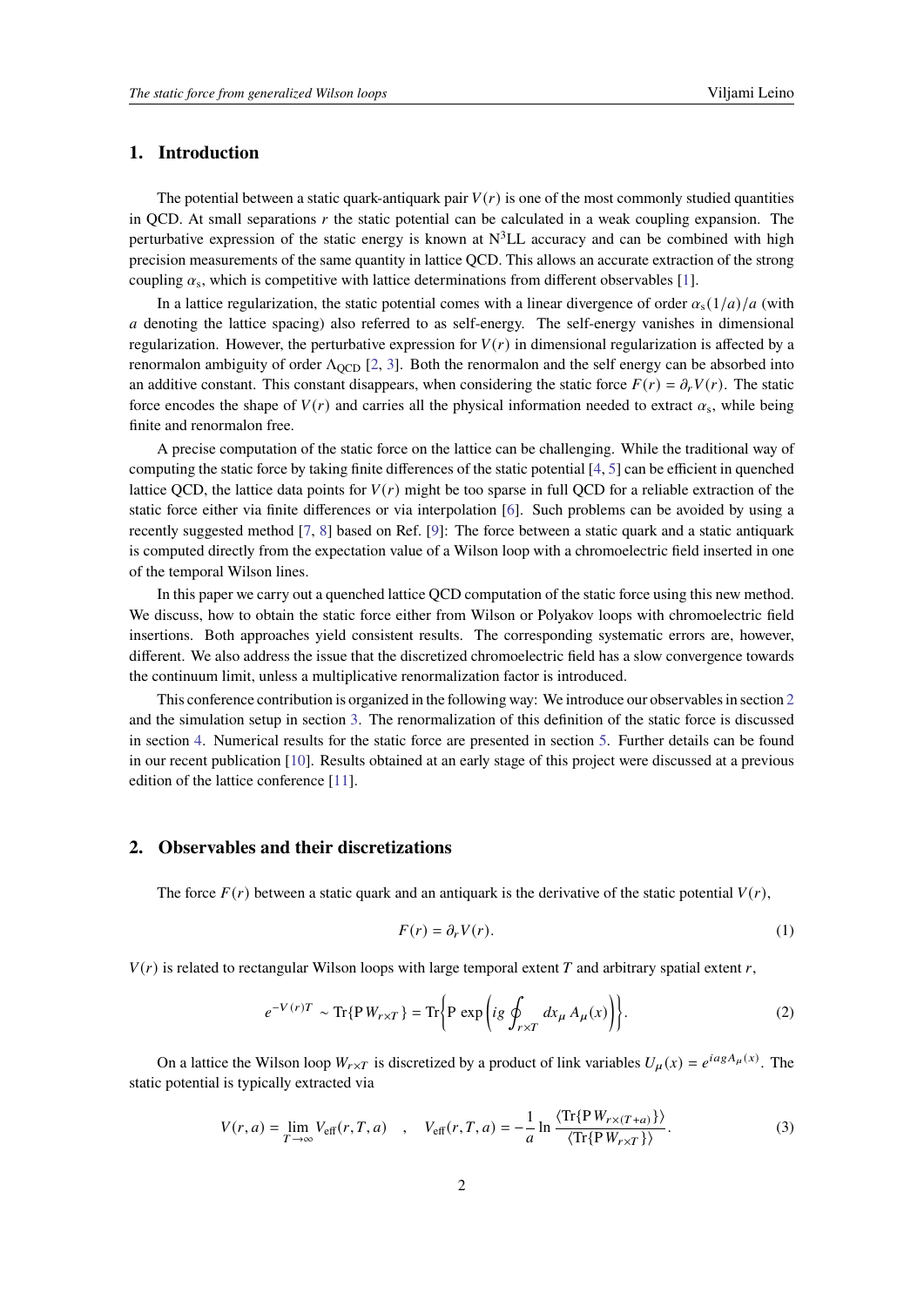## 1. Introduction

The potential between a static quark-antiquark pair $V(r)$ is one of the most commonly studied quantities in QCD. At small separations $r$ the static potential can be calculated in a weak coupling expansion. The perturbative expression of the static energy is known at N$^3$LL accuracy and can be combined with high precision measurements of the same quantity in lattice QCD. This allows an accurate extraction of the strong coupling $\alpha_s$, which is competitive with lattice determinations from different observables [1].

In a lattice regularization, the static potential comes with a linear divergence of order $\alpha_s(1/a)/a$ (with $a$ denoting the lattice spacing) also referred to as self-energy. The self-energy vanishes in dimensional regularization. However, the perturbative expression for $V(r)$ in dimensional regularization is affected by a renormalon ambiguity of order $\Lambda_{\text{QCD}}$ [2, 3]. Both the renormalon and the self energy can be absorbed into an additive constant. This constant disappears, when considering the static force $F(r) = \partial_r V(r)$. The static force encodes the shape of $V(r)$ and carries all the physical information needed to extract $\alpha_s$, while being finite and renormalon free.

A precise computation of the static force on the lattice can be challenging. While the traditional way of computing the static force by taking finite differences of the static potential [4, 5] can be efficient in quenched lattice QCD, the lattice data points for $V(r)$ might be too sparse in full QCD for a reliable extraction of the static force either via finite differences or via interpolation [6]. Such problems can be avoided by using a recently suggested method [7, 8] based on Ref. [9]: The force between a static quark and a static antiquark is computed directly from the expectation value of a Wilson loop with a chromoelectric field inserted in one of the temporal Wilson lines.

In this paper we carry out a quenched lattice QCD computation of the static force using this new method. We discuss, how to obtain the static force either from Wilson or Polyakov loops with chromoelectric field insertions. Both approaches yield consistent results. The corresponding systematic errors are, however, different. We also address the issue that the discretized chromoelectric field has a slow convergence towards the continuum limit, unless a multiplicative renormalization factor is introduced.

This conference contribution is organized in the following way: We introduce our observables in section 2 and the simulation setup in section 3. The renormalization of this definition of the static force is discussed in section 4. Numerical results for the static force are presented in section 5. Further details can be found in our recent publication [10]. Results obtained at an early stage of this project were discussed at a previous edition of the lattice conference [11].

## 2. Observables and their discretizations

The force $F(r)$ between a static quark and an antiquark is the derivative of the static potential $V(r)$,

$$F(r) = \partial_r V(r). \tag{1}$$

$V(r)$ is related to rectangular Wilson loops with large temporal extent $T$ and arbitrary spatial extent $r$,

$$e^{-V(r)T} \sim \text{Tr}\{\text{P}\, W_{r\times T}\} = \text{Tr}\left\{\text{P}\, \exp\left(ig \oint_{r\times T} dx_\mu\, A_\mu(x)\right)\right\}. \tag{2}$$

On a lattice the Wilson loop $W_{r\times T}$ is discretized by a product of link variables $U_\mu(x) = e^{iagA_\mu(x)}$. The static potential is typically extracted via

$$V(r,a) = \lim_{T\to\infty} V_{\text{eff}}(r,T,a) \quad , \quad V_{\text{eff}}(r,T,a) = -\frac{1}{a} \ln \frac{\langle \text{Tr}\{\text{P}\, W_{r\times(T+a)}\}\rangle}{\langle \text{Tr}\{\text{P}\, W_{r\times T}\}\rangle}. \tag{3}$$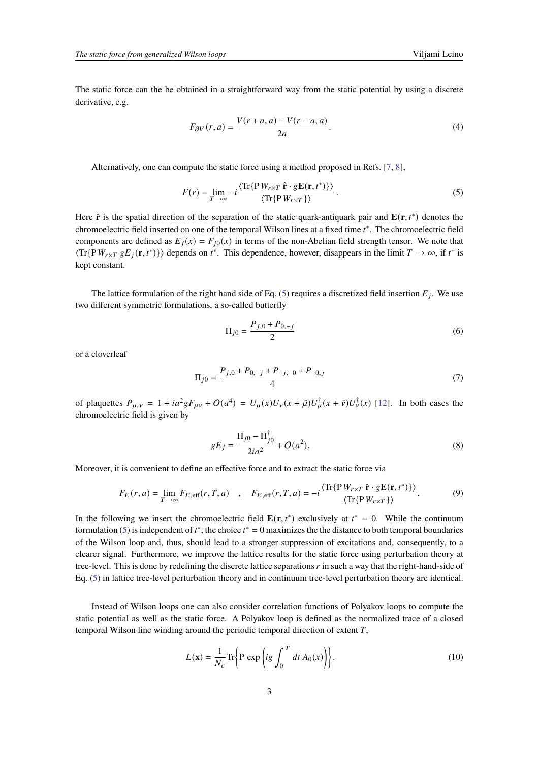The static force can the be obtained in a straightforward way from the static potential by using a discrete derivative, e.g.

$$F_{\partial V}(r,a) = \frac{V(r+a,a) - V(r-a,a)}{2a}. \tag{4}$$

Alternatively, one can compute the static force using a method proposed in Refs. [7, 8],

$$F(r) = \lim_{T\to\infty} -i \frac{\langle \mathrm{Tr}\{\mathrm{P}\, W_{r\times T}\ \hat{\mathbf{r}} \cdot g\mathbf{E}(\mathbf{r},t^*)\}\rangle}{\langle \mathrm{Tr}\{\mathrm{P}\, W_{r\times T}\}\rangle}. \tag{5}$$

Here $\hat{\mathbf{r}}$ is the spatial direction of the separation of the static quark-antiquark pair and $\mathbf{E}(\mathbf{r},t^*)$ denotes the chromoelectric field inserted on one of the temporal Wilson lines at a fixed time $t^*$. The chromoelectric field components are defined as $E_j(x) = F_{j0}(x)$ in terms of the non-Abelian field strength tensor. We note that $\langle \mathrm{Tr}\{\mathrm{P}\, W_{r\times T}\ gE_j(\mathbf{r},t^*)\}\rangle$ depends on $t^*$. This dependence, however, disappears in the limit $T\to\infty$, if $t^*$ is kept constant.

The lattice formulation of the right hand side of Eq. (5) requires a discretized field insertion $E_j$. We use two different symmetric formulations, a so-called butterfly

$$\Pi_{j0} = \frac{P_{j,0} + P_{0,-j}}{2} \tag{6}$$

or a cloverleaf

$$\Pi_{j0} = \frac{P_{j,0} + P_{0,-j} + P_{-j,-0} + P_{-0,j}}{4} \tag{7}$$

of plaquettes $P_{\mu,\nu} = 1 + ia^2 gF_{\mu\nu} + O(a^4) = U_\mu(x)U_\nu(x+\hat{\mu})U^\dagger_\mu(x+\hat{\nu})U^\dagger_\nu(x)$ [12]. In both cases the chromoelectric field is given by

$$gE_j = \frac{\Pi_{j0} - \Pi^\dagger_{j0}}{2ia^2} + O(a^2). \tag{8}$$

Moreover, it is convenient to define an effective force and to extract the static force via

$$F_E(r,a) = \lim_{T\to\infty} F_{E,\mathrm{eff}}(r,T,a) \quad , \quad F_{E,\mathrm{eff}}(r,T,a) = -i \frac{\langle \mathrm{Tr}\{\mathrm{P}\, W_{r\times T}\ \hat{\mathbf{r}} \cdot g\mathbf{E}(\mathbf{r},t^*)\}\rangle}{\langle \mathrm{Tr}\{\mathrm{P}\, W_{r\times T}\}\rangle}. \tag{9}$$

In the following we insert the chromoelectric field $\mathbf{E}(\mathbf{r},t^*)$ exclusively at $t^* = 0$. While the continuum formulation (5) is independent of $t^*$, the choice $t^* = 0$ maximizes the the distance to both temporal boundaries of the Wilson loop and, thus, should lead to a stronger suppression of excitations and, consequently, to a clearer signal. Furthermore, we improve the lattice results for the static force using perturbation theory at tree-level. This is done by redefining the discrete lattice separations $r$ in such a way that the right-hand-side of Eq. (5) in lattice tree-level perturbation theory and in continuum tree-level perturbation theory are identical.

Instead of Wilson loops one can also consider correlation functions of Polyakov loops to compute the static potential as well as the static force. A Polyakov loop is defined as the normalized trace of a closed temporal Wilson line winding around the periodic temporal direction of extent $T$,

$$L(\mathbf{x}) = \frac{1}{N_c} \mathrm{Tr}\left\{\mathrm{P}\ \exp\left(ig\int_0^T dt\, A_0(x)\right)\right\}. \tag{10}$$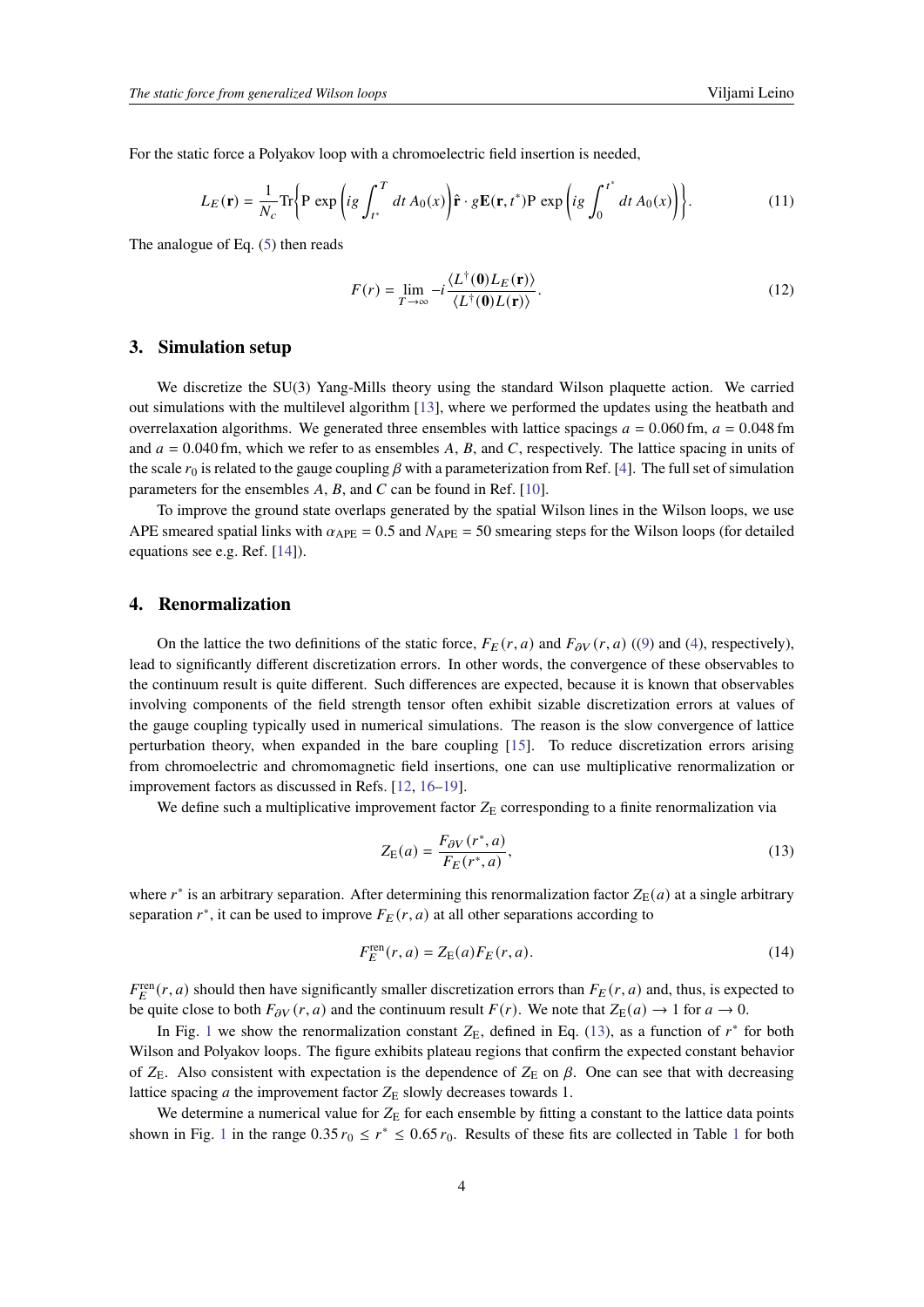For the static force a Polyakov loop with a chromoelectric field insertion is needed,

$$L_E(\mathbf{r}) = \frac{1}{N_c}\mathrm{Tr}\left\{\mathrm{P}\,\exp\left(ig\int_{t^*}^{T} dt\, A_0(x)\right)\hat{\mathbf{r}}\cdot g\mathbf{E}(\mathbf{r},t^*)\mathrm{P}\,\exp\left(ig\int_0^{t^*} dt\, A_0(x)\right)\right\}. \tag{11}$$

The analogue of Eq. (5) then reads

$$F(r) = \lim_{T\to\infty} -i\frac{\langle L^\dagger(\mathbf{0})L_E(\mathbf{r})\rangle}{\langle L^\dagger(\mathbf{0})L(\mathbf{r})\rangle}. \tag{12}$$

## 3. Simulation setup

We discretize the SU(3) Yang-Mills theory using the standard Wilson plaquette action. We carried out simulations with the multilevel algorithm [13], where we performed the updates using the heatbath and overrelaxation algorithms. We generated three ensembles with lattice spacings $a = 0.060\,\mathrm{fm}$, $a = 0.048\,\mathrm{fm}$ and $a = 0.040\,\mathrm{fm}$, which we refer to as ensembles $A$, $B$, and $C$, respectively. The lattice spacing in units of the scale $r_0$ is related to the gauge coupling $\beta$ with a parameterization from Ref. [4]. The full set of simulation parameters for the ensembles $A$, $B$, and $C$ can be found in Ref. [10].

To improve the ground state overlaps generated by the spatial Wilson lines in the Wilson loops, we use APE smeared spatial links with $\alpha_{\mathrm{APE}} = 0.5$ and $N_{\mathrm{APE}} = 50$ smearing steps for the Wilson loops (for detailed equations see e.g. Ref. [14]).

## 4. Renormalization

On the lattice the two definitions of the static force, $F_E(r,a)$ and $F_{\partial V}(r,a)$ ((9) and (4), respectively), lead to significantly different discretization errors. In other words, the convergence of these observables to the continuum result is quite different. Such differences are expected, because it is known that observables involving components of the field strength tensor often exhibit sizable discretization errors at values of the gauge coupling typically used in numerical simulations. The reason is the slow convergence of lattice perturbation theory, when expanded in the bare coupling [15]. To reduce discretization errors arising from chromoelectric and chromomagnetic field insertions, one can use multiplicative renormalization or improvement factors as discussed in Refs. [12, 16–19].

We define such a multiplicative improvement factor $Z_{\mathrm{E}}$ corresponding to a finite renormalization via

$$Z_{\mathrm{E}}(a) = \frac{F_{\partial V}(r^*,a)}{F_E(r^*,a)}, \tag{13}$$

where $r^*$ is an arbitrary separation. After determining this renormalization factor $Z_{\mathrm{E}}(a)$ at a single arbitrary separation $r^*$, it can be used to improve $F_E(r,a)$ at all other separations according to

$$F_E^{\mathrm{ren}}(r,a) = Z_{\mathrm{E}}(a)F_E(r,a). \tag{14}$$

$F_E^{\mathrm{ren}}(r,a)$ should then have significantly smaller discretization errors than $F_E(r,a)$ and, thus, is expected to be quite close to both $F_{\partial V}(r,a)$ and the continuum result $F(r)$. We note that $Z_{\mathrm{E}}(a) \to 1$ for $a \to 0$.

In Fig. 1 we show the renormalization constant $Z_{\mathrm{E}}$, defined in Eq. (13), as a function of $r^*$ for both Wilson and Polyakov loops. The figure exhibits plateau regions that confirm the expected constant behavior of $Z_{\mathrm{E}}$. Also consistent with expectation is the dependence of $Z_{\mathrm{E}}$ on $\beta$. One can see that with decreasing lattice spacing $a$ the improvement factor $Z_{\mathrm{E}}$ slowly decreases towards 1.

We determine a numerical value for $Z_{\mathrm{E}}$ for each ensemble by fitting a constant to the lattice data points shown in Fig. 1 in the range $0.35\,r_0 \leq r^* \leq 0.65\,r_0$. Results of these fits are collected in Table 1 for both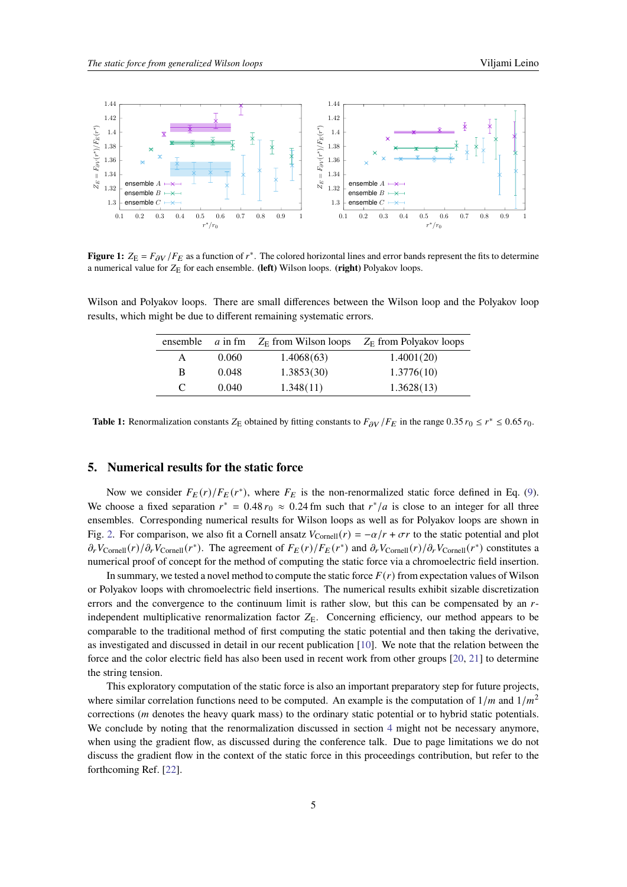**Figure 1:** $Z_E = F_{\partial V}/F_E$ as a function of $r^*$. The colored horizontal lines and error bands represent the fits to determine a numerical value for $Z_E$ for each ensemble. **(left)** Wilson loops. **(right)** Polyakov loops.

Wilson and Polyakov loops. There are small differences between the Wilson loop and the Polyakov loop results, which might be due to different remaining systematic errors.

| ensemble | $a$ in fm | $Z_E$ from Wilson loops | $Z_E$ from Polyakov loops |
|---|---|---|---|
| A | 0.060 | 1.4068(63) | 1.4001(20) |
| B | 0.048 | 1.3853(30) | 1.3776(10) |
| C | 0.040 | 1.348(11) | 1.3628(13) |

**Table 1:** Renormalization constants $Z_E$ obtained by fitting constants to $F_{\partial V}/F_E$ in the range $0.35\,r_0 \leq r^* \leq 0.65\,r_0$.

## 5. Numerical results for the static force

Now we consider $F_E(r)/F_E(r^*)$, where $F_E$ is the non-renormalized static force defined in Eq. (9). We choose a fixed separation $r^* = 0.48\,r_0 \approx 0.24\,\text{fm}$ such that $r^*/a$ is close to an integer for all three ensembles. Corresponding numerical results for Wilson loops as well as for Polyakov loops are shown in Fig. 2. For comparison, we also fit a Cornell ansatz $V_{\text{Cornell}}(r) = -\alpha/r + \sigma r$ to the static potential and plot $\partial_r V_{\text{Cornell}}(r)/\partial_r V_{\text{Cornell}}(r^*)$. The agreement of $F_E(r)/F_E(r^*)$ and $\partial_r V_{\text{Cornell}}(r)/\partial_r V_{\text{Cornell}}(r^*)$ constitutes a numerical proof of concept for the method of computing the static force via a chromoelectric field insertion.

In summary, we tested a novel method to compute the static force $F(r)$ from expectation values of Wilson or Polyakov loops with chromoelectric field insertions. The numerical results exhibit sizable discretization errors and the convergence to the continuum limit is rather slow, but this can be compensated by an $r$-independent multiplicative renormalization factor $Z_E$. Concerning efficiency, our method appears to be comparable to the traditional method of first computing the static potential and then taking the derivative, as investigated and discussed in detail in our recent publication [10]. We note that the relation between the force and the color electric field has also been used in recent work from other groups [20, 21] to determine the string tension.

This exploratory computation of the static force is also an important preparatory step for future projects, where similar correlation functions need to be computed. An example is the computation of $1/m$ and $1/m^2$ corrections ($m$ denotes the heavy quark mass) to the ordinary static potential or to hybrid static potentials. We conclude by noting that the renormalization discussed in section 4 might not be necessary anymore, when using the gradient flow, as discussed during the conference talk. Due to page limitations we do not discuss the gradient flow in the context of the static force in this proceedings contribution, but refer to the forthcoming Ref. [22].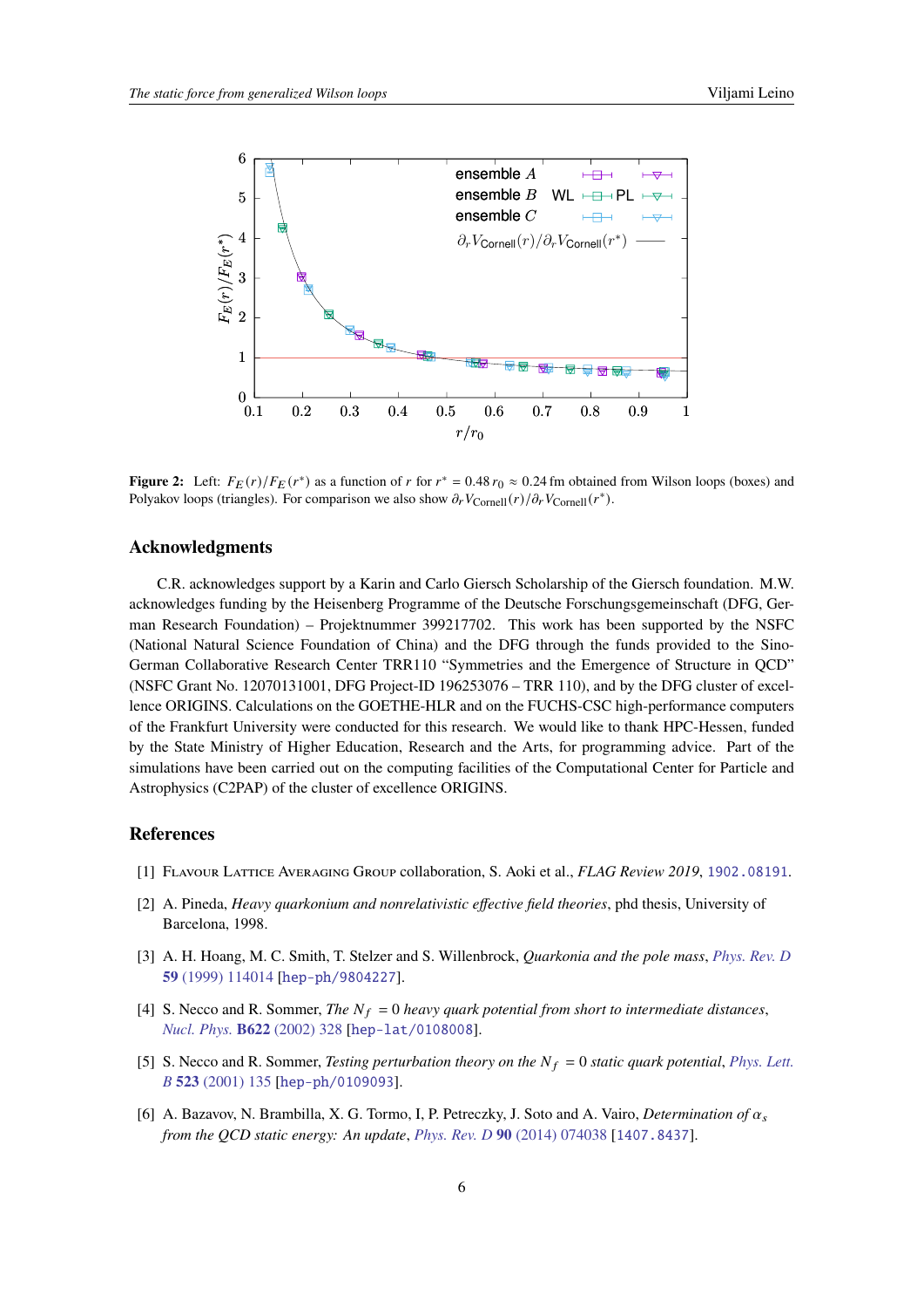**Figure 2:** Left: $F_E(r)/F_E(r^*)$ as a function of $r$ for $r^* = 0.48\, r_0 \approx 0.24\,\text{fm}$ obtained from Wilson loops (boxes) and Polyakov loops (triangles). For comparison we also show $\partial_r V_{\text{Cornell}}(r)/\partial_r V_{\text{Cornell}}(r^*)$.

## Acknowledgments

C.R. acknowledges support by a Karin and Carlo Giersch Scholarship of the Giersch foundation. M.W. acknowledges funding by the Heisenberg Programme of the Deutsche Forschungsgemeinschaft (DFG, German Research Foundation) – Projektnummer 399217702. This work has been supported by the NSFC (National Natural Science Foundation of China) and the DFG through the funds provided to the Sino-German Collaborative Research Center TRR110 "Symmetries and the Emergence of Structure in QCD" (NSFC Grant No. 12070131001, DFG Project-ID 196253076 – TRR 110), and by the DFG cluster of excellence ORIGINS. Calculations on the GOETHE-HLR and on the FUCHS-CSC high-performance computers of the Frankfurt University were conducted for this research. We would like to thank HPC-Hessen, funded by the State Ministry of Higher Education, Research and the Arts, for programming advice. Part of the simulations have been carried out on the computing facilities of the Computational Center for Particle and Astrophysics (C2PAP) of the cluster of excellence ORIGINS.

## References

[1] Flavour Lattice Averaging Group collaboration, S. Aoki et al., *FLAG Review 2019*, 1902.08191.

[2] A. Pineda, *Heavy quarkonium and nonrelativistic effective field theories*, phd thesis, University of Barcelona, 1998.

[3] A. H. Hoang, M. C. Smith, T. Stelzer and S. Willenbrock, *Quarkonia and the pole mass*, Phys. Rev. D **59** (1999) 114014 [hep-ph/9804227].

[4] S. Necco and R. Sommer, *The $N_f = 0$ heavy quark potential from short to intermediate distances*, Nucl. Phys. **B622** (2002) 328 [hep-lat/0108008].

[5] S. Necco and R. Sommer, *Testing perturbation theory on the $N_f = 0$ static quark potential*, Phys. Lett. B **523** (2001) 135 [hep-ph/0109093].

[6] A. Bazavov, N. Brambilla, X. G. Tormo, I, P. Petreczky, J. Soto and A. Vairo, *Determination of $\alpha_s$ from the QCD static energy: An update*, Phys. Rev. D **90** (2014) 074038 [1407.8437].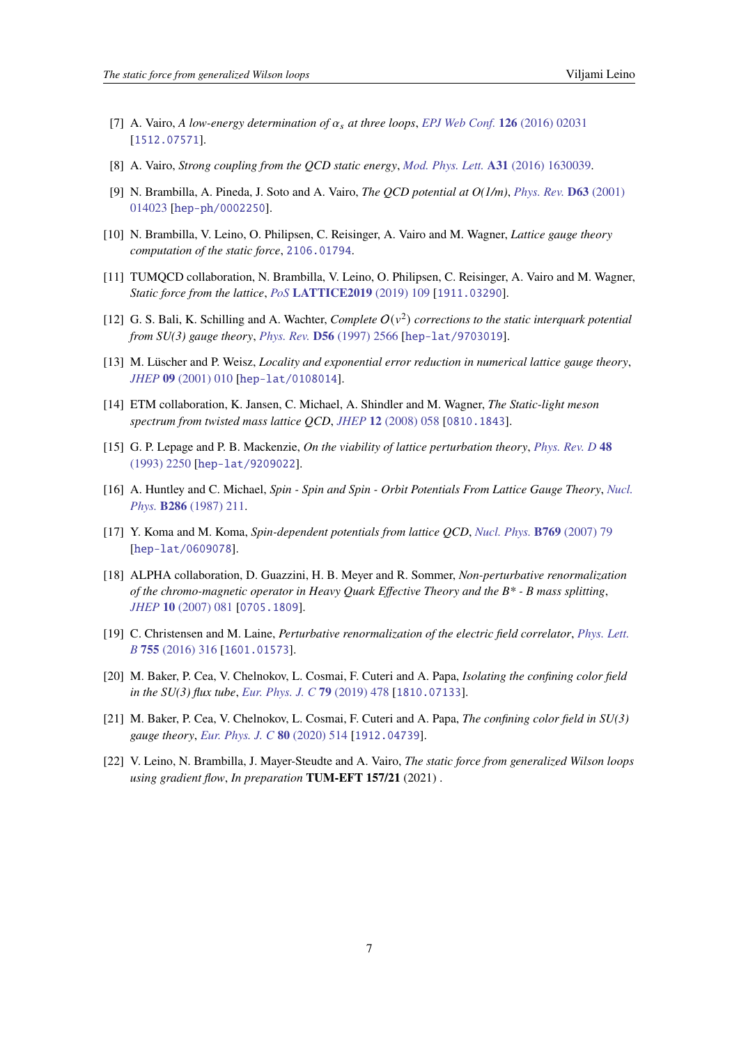[7] A. Vairo, *A low-energy determination of $\alpha_s$ at three loops*, *EPJ Web Conf.* **126** (2016) 02031 [1512.07571].

[8] A. Vairo, *Strong coupling from the QCD static energy*, *Mod. Phys. Lett.* **A31** (2016) 1630039.

[9] N. Brambilla, A. Pineda, J. Soto and A. Vairo, *The QCD potential at O(1/m)*, *Phys. Rev.* **D63** (2001) 014023 [hep-ph/0002250].

[10] N. Brambilla, V. Leino, O. Philipsen, C. Reisinger, A. Vairo and M. Wagner, *Lattice gauge theory computation of the static force*, 2106.01794.

[11] TUMQCD collaboration, N. Brambilla, V. Leino, O. Philipsen, C. Reisinger, A. Vairo and M. Wagner, *Static force from the lattice*, *PoS* **LATTICE2019** (2019) 109 [1911.03290].

[12] G. S. Bali, K. Schilling and A. Wachter, *Complete $O(v^2)$ corrections to the static interquark potential from SU(3) gauge theory*, *Phys. Rev.* **D56** (1997) 2566 [hep-lat/9703019].

[13] M. Lüscher and P. Weisz, *Locality and exponential error reduction in numerical lattice gauge theory*, *JHEP* **09** (2001) 010 [hep-lat/0108014].

[14] ETM collaboration, K. Jansen, C. Michael, A. Shindler and M. Wagner, *The Static-light meson spectrum from twisted mass lattice QCD*, *JHEP* **12** (2008) 058 [0810.1843].

[15] G. P. Lepage and P. B. Mackenzie, *On the viability of lattice perturbation theory*, *Phys. Rev. D* **48** (1993) 2250 [hep-lat/9209022].

[16] A. Huntley and C. Michael, *Spin - Spin and Spin - Orbit Potentials From Lattice Gauge Theory*, *Nucl. Phys.* **B286** (1987) 211.

[17] Y. Koma and M. Koma, *Spin-dependent potentials from lattice QCD*, *Nucl. Phys.* **B769** (2007) 79 [hep-lat/0609078].

[18] ALPHA collaboration, D. Guazzini, H. B. Meyer and R. Sommer, *Non-perturbative renormalization of the chromo-magnetic operator in Heavy Quark Effective Theory and the B* - B mass splitting*, *JHEP* **10** (2007) 081 [0705.1809].

[19] C. Christensen and M. Laine, *Perturbative renormalization of the electric field correlator*, *Phys. Lett. B* **755** (2016) 316 [1601.01573].

[20] M. Baker, P. Cea, V. Chelnokov, L. Cosmai, F. Cuteri and A. Papa, *Isolating the confining color field in the SU(3) flux tube*, *Eur. Phys. J. C* **79** (2019) 478 [1810.07133].

[21] M. Baker, P. Cea, V. Chelnokov, L. Cosmai, F. Cuteri and A. Papa, *The confining color field in SU(3) gauge theory*, *Eur. Phys. J. C* **80** (2020) 514 [1912.04739].

[22] V. Leino, N. Brambilla, J. Mayer-Steudte and A. Vairo, *The static force from generalized Wilson loops using gradient flow*, *In preparation* **TUM-EFT 157/21** (2021) .